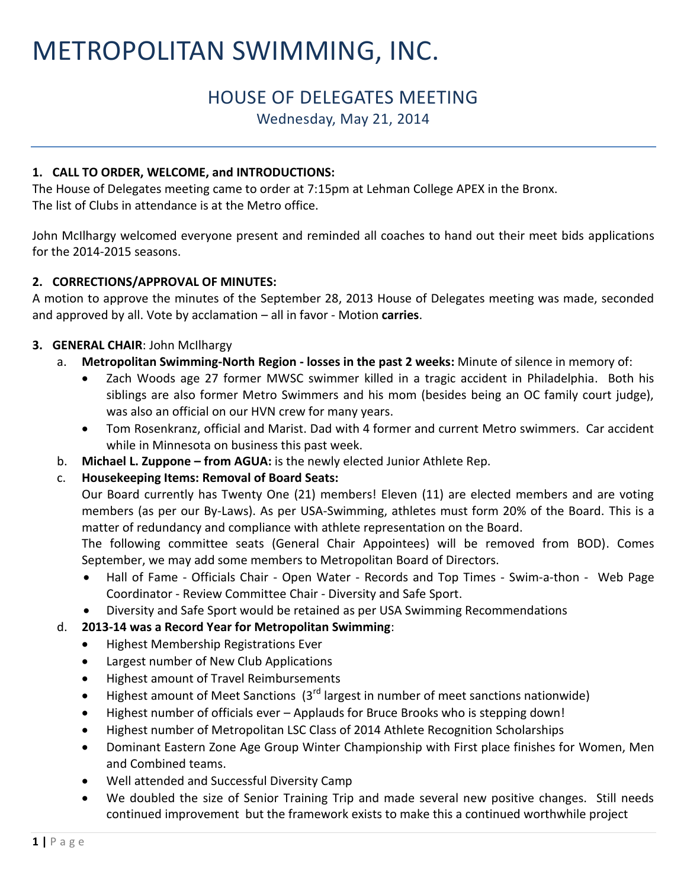# METROPOLITAN SWIMMING, INC.

## HOUSE OF DELEGATES MEETING

Wednesday, May 21, 2014

**1. CALL TO ORDER, WELCOME, and INTRODUCTIONS:**

The House of Delegates meeting came to order at 7:15pm at Lehman College APEX in the Bronx.
The list of Clubs in attendance is at the Metro office.

John McIlhargy welcomed everyone present and reminded all coaches to hand out their meet bids applications for the 2014-2015 seasons.

**2. CORRECTIONS/APPROVAL OF MINUTES:**

A motion to approve the minutes of the September 28, 2013 House of Delegates meeting was made, seconded and approved by all. Vote by acclamation – all in favor - Motion **carries**.

**3. GENERAL CHAIR**: John McIlhargy

a. **Metropolitan Swimming-North Region - losses in the past 2 weeks:** Minute of silence in memory of:
   - Zach Woods age 27 former MWSC swimmer killed in a tragic accident in Philadelphia. Both his siblings are also former Metro Swimmers and his mom (besides being an OC family court judge), was also an official on our HVN crew for many years.
   - Tom Rosenkranz, official and Marist. Dad with 4 former and current Metro swimmers. Car accident while in Minnesota on business this past week.

b. **Michael L. Zuppone – from AGUA:** is the newly elected Junior Athlete Rep.

c. **Housekeeping Items: Removal of Board Seats:**
   Our Board currently has Twenty One (21) members! Eleven (11) are elected members and are voting members (as per our By-Laws). As per USA-Swimming, athletes must form 20% of the Board. This is a matter of redundancy and compliance with athlete representation on the Board.
   The following committee seats (General Chair Appointees) will be removed from BOD). Comes September, we may add some members to Metropolitan Board of Directors.
   - Hall of Fame - Officials Chair - Open Water - Records and Top Times - Swim-a-thon - Web Page Coordinator - Review Committee Chair - Diversity and Safe Sport.
   - Diversity and Safe Sport would be retained as per USA Swimming Recommendations

d. **2013-14 was a Record Year for Metropolitan Swimming**:
   - Highest Membership Registrations Ever
   - Largest number of New Club Applications
   - Highest amount of Travel Reimbursements
   - Highest amount of Meet Sanctions (3rd largest in number of meet sanctions nationwide)
   - Highest number of officials ever – Applauds for Bruce Brooks who is stepping down!
   - Highest number of Metropolitan LSC Class of 2014 Athlete Recognition Scholarships
   - Dominant Eastern Zone Age Group Winter Championship with First place finishes for Women, Men and Combined teams.
   - Well attended and Successful Diversity Camp
   - We doubled the size of Senior Training Trip and made several new positive changes. Still needs continued improvement but the framework exists to make this a continued worthwhile project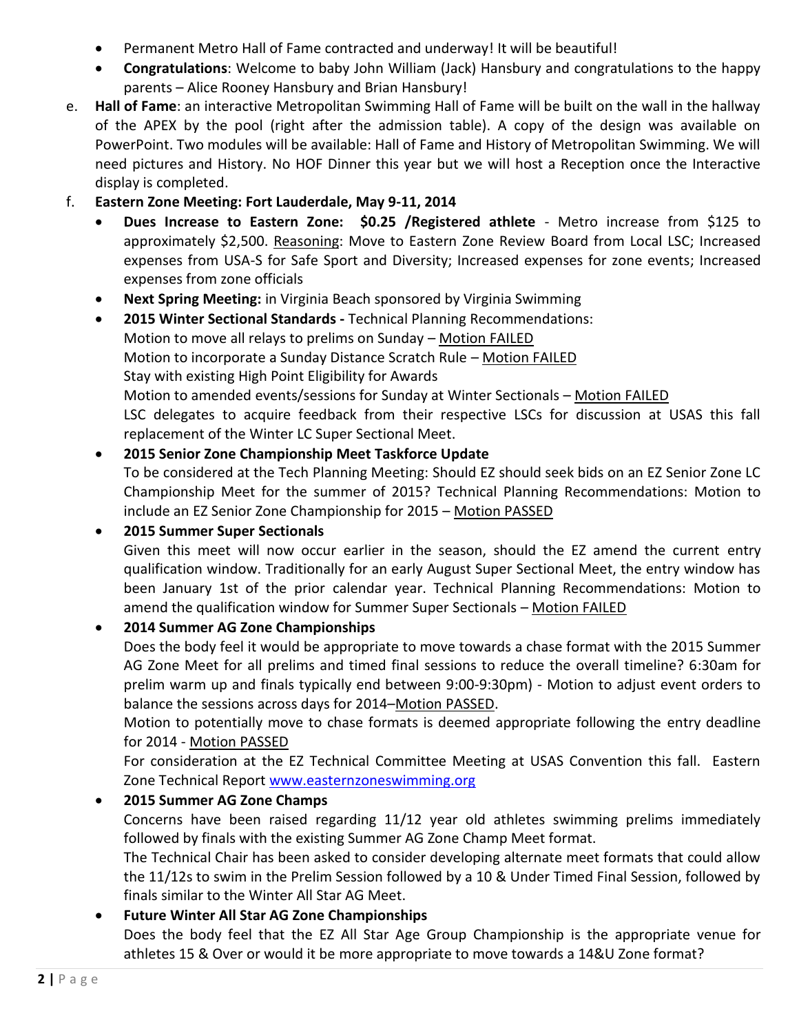- Permanent Metro Hall of Fame contracted and underway! It will be beautiful!
- **Congratulations**: Welcome to baby John William (Jack) Hansbury and congratulations to the happy parents – Alice Rooney Hansbury and Brian Hansbury!

e. **Hall of Fame**: an interactive Metropolitan Swimming Hall of Fame will be built on the wall in the hallway of the APEX by the pool (right after the admission table). A copy of the design was available on PowerPoint. Two modules will be available: Hall of Fame and History of Metropolitan Swimming. We will need pictures and History. No HOF Dinner this year but we will host a Reception once the Interactive display is completed.

f. **Eastern Zone Meeting: Fort Lauderdale, May 9-11, 2014**

- **Dues Increase to Eastern Zone: $0.25 /Registered athlete** - Metro increase from $125 to approximately $2,500. Reasoning: Move to Eastern Zone Review Board from Local LSC; Increased expenses from USA-S for Safe Sport and Diversity; Increased expenses for zone events; Increased expenses from zone officials
- **Next Spring Meeting:** in Virginia Beach sponsored by Virginia Swimming
- **2015 Winter Sectional Standards -** Technical Planning Recommendations:
  Motion to move all relays to prelims on Sunday – Motion FAILED
  Motion to incorporate a Sunday Distance Scratch Rule – Motion FAILED
  Stay with existing High Point Eligibility for Awards
  Motion to amended events/sessions for Sunday at Winter Sectionals – Motion FAILED
  LSC delegates to acquire feedback from their respective LSCs for discussion at USAS this fall replacement of the Winter LC Super Sectional Meet.
- **2015 Senior Zone Championship Meet Taskforce Update**
  To be considered at the Tech Planning Meeting: Should EZ should seek bids on an EZ Senior Zone LC Championship Meet for the summer of 2015? Technical Planning Recommendations: Motion to include an EZ Senior Zone Championship for 2015 – Motion PASSED
- **2015 Summer Super Sectionals**
  Given this meet will now occur earlier in the season, should the EZ amend the current entry qualification window. Traditionally for an early August Super Sectional Meet, the entry window has been January 1st of the prior calendar year. Technical Planning Recommendations: Motion to amend the qualification window for Summer Super Sectionals – Motion FAILED
- **2014 Summer AG Zone Championships**
  Does the body feel it would be appropriate to move towards a chase format with the 2015 Summer AG Zone Meet for all prelims and timed final sessions to reduce the overall timeline? 6:30am for prelim warm up and finals typically end between 9:00-9:30pm) - Motion to adjust event orders to balance the sessions across days for 2014–Motion PASSED.
  Motion to potentially move to chase formats is deemed appropriate following the entry deadline for 2014 - Motion PASSED
  For consideration at the EZ Technical Committee Meeting at USAS Convention this fall. Eastern Zone Technical Report www.easternzoneswimming.org
- **2015 Summer AG Zone Champs**
  Concerns have been raised regarding 11/12 year old athletes swimming prelims immediately followed by finals with the existing Summer AG Zone Champ Meet format.
  The Technical Chair has been asked to consider developing alternate meet formats that could allow the 11/12s to swim in the Prelim Session followed by a 10 & Under Timed Final Session, followed by finals similar to the Winter All Star AG Meet.
- **Future Winter All Star AG Zone Championships**
  Does the body feel that the EZ All Star Age Group Championship is the appropriate venue for athletes 15 & Over or would it be more appropriate to move towards a 14&U Zone format?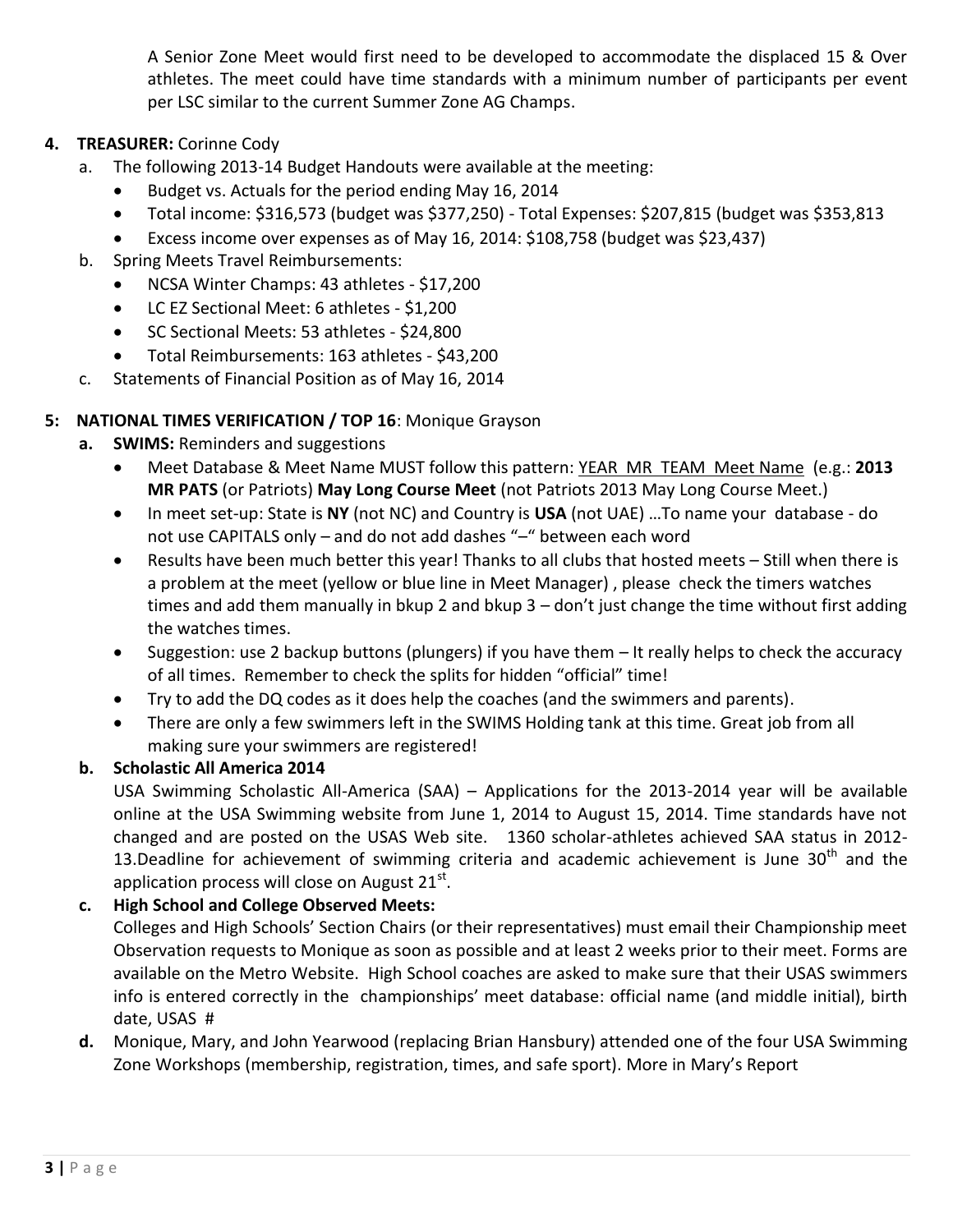A Senior Zone Meet would first need to be developed to accommodate the displaced 15 & Over athletes. The meet could have time standards with a minimum number of participants per event per LSC similar to the current Summer Zone AG Champs.

**4. TREASURER:** Corinne Cody

a. The following 2013-14 Budget Handouts were available at the meeting:
   - Budget vs. Actuals for the period ending May 16, 2014
   - Total income: $316,573 (budget was $377,250) - Total Expenses: $207,815 (budget was $353,813
   - Excess income over expenses as of May 16, 2014: $108,758 (budget was $23,437)

b. Spring Meets Travel Reimbursements:
   - NCSA Winter Champs: 43 athletes - $17,200
   - LC EZ Sectional Meet: 6 athletes - $1,200
   - SC Sectional Meets: 53 athletes - $24,800
   - Total Reimbursements: 163 athletes - $43,200

c. Statements of Financial Position as of May 16, 2014

**5: NATIONAL TIMES VERIFICATION / TOP 16**: Monique Grayson

**a. SWIMS:** Reminders and suggestions
   - Meet Database & Meet Name MUST follow this pattern: YEAR MR TEAM Meet Name (e.g.: **2013 MR PATS** (or Patriots) **May Long Course Meet** (not Patriots 2013 May Long Course Meet.)
   - In meet set-up: State is **NY** (not NC) and Country is **USA** (not UAE) …To name your database - do not use CAPITALS only – and do not add dashes "–" between each word
   - Results have been much better this year! Thanks to all clubs that hosted meets – Still when there is a problem at the meet (yellow or blue line in Meet Manager) , please check the timers watches times and add them manually in bkup 2 and bkup 3 – don't just change the time without first adding the watches times.
   - Suggestion: use 2 backup buttons (plungers) if you have them – It really helps to check the accuracy of all times. Remember to check the splits for hidden "official" time!
   - Try to add the DQ codes as it does help the coaches (and the swimmers and parents).
   - There are only a few swimmers left in the SWIMS Holding tank at this time. Great job from all making sure your swimmers are registered!

**b. Scholastic All America 2014**

USA Swimming Scholastic All-America (SAA) – Applications for the 2013-2014 year will be available online at the USA Swimming website from June 1, 2014 to August 15, 2014. Time standards have not changed and are posted on the USAS Web site. 1360 scholar-athletes achieved SAA status in 2012-13.Deadline for achievement of swimming criteria and academic achievement is June 30th and the application process will close on August 21st.

**c. High School and College Observed Meets:**

Colleges and High Schools' Section Chairs (or their representatives) must email their Championship meet Observation requests to Monique as soon as possible and at least 2 weeks prior to their meet. Forms are available on the Metro Website. High School coaches are asked to make sure that their USAS swimmers info is entered correctly in the championships' meet database: official name (and middle initial), birth date, USAS #

**d.** Monique, Mary, and John Yearwood (replacing Brian Hansbury) attended one of the four USA Swimming Zone Workshops (membership, registration, times, and safe sport). More in Mary's Report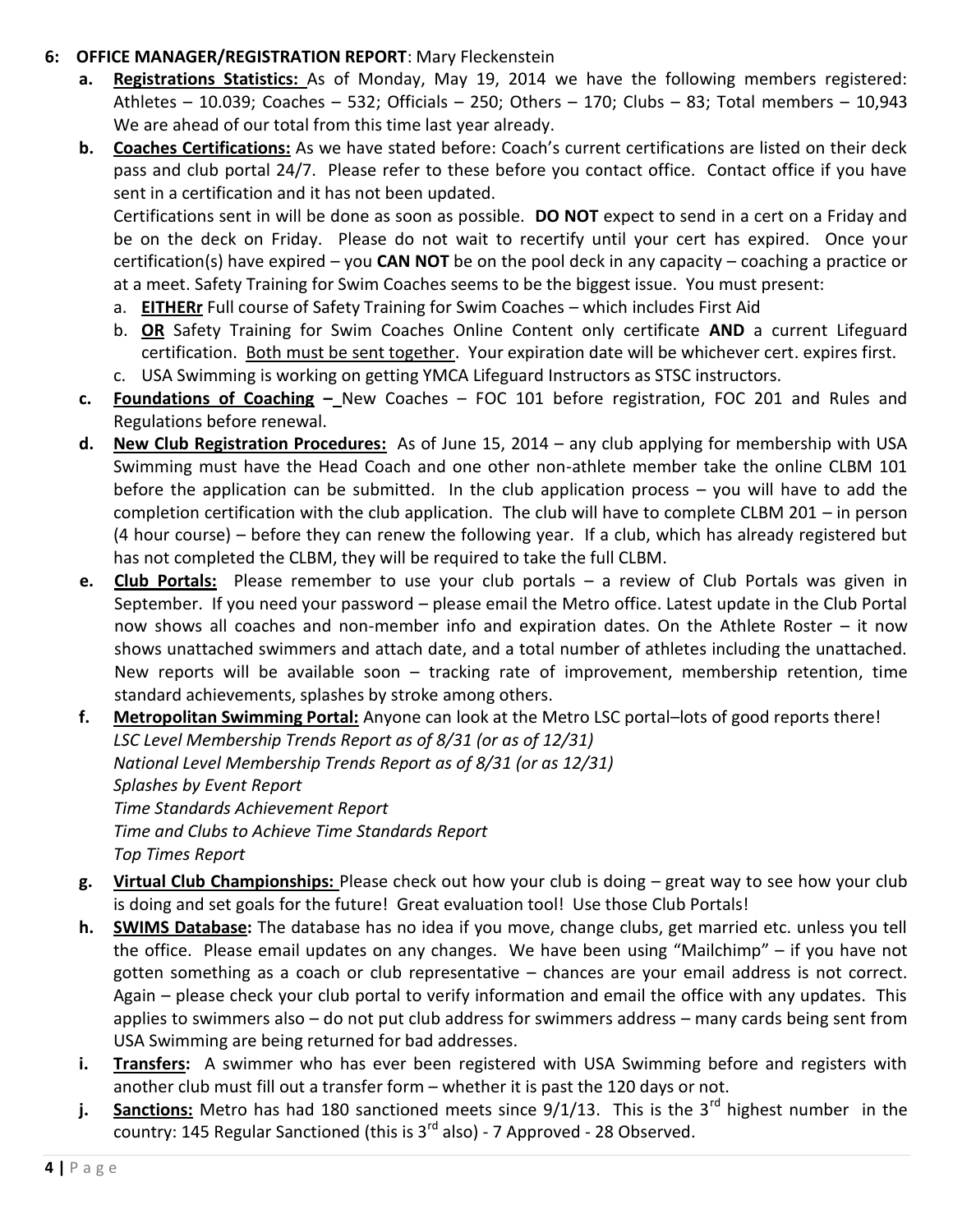**6: OFFICE MANAGER/REGISTRATION REPORT**: Mary Fleckenstein

a. **Registrations Statistics:** As of Monday, May 19, 2014 we have the following members registered: Athletes – 10.039; Coaches – 532; Officials – 250; Others – 170; Clubs – 83; Total members – 10,943 We are ahead of our total from this time last year already.

b. **Coaches Certifications:** As we have stated before: Coach's current certifications are listed on their deck pass and club portal 24/7. Please refer to these before you contact office. Contact office if you have sent in a certification and it has not been updated.

   Certifications sent in will be done as soon as possible. **DO NOT** expect to send in a cert on a Friday and be on the deck on Friday. Please do not wait to recertify until your cert has expired. Once your certification(s) have expired – you **CAN NOT** be on the pool deck in any capacity – coaching a practice or at a meet. Safety Training for Swim Coaches seems to be the biggest issue. You must present:

   a. **EITHERr** Full course of Safety Training for Swim Coaches – which includes First Aid
   b. **OR** Safety Training for Swim Coaches Online Content only certificate **AND** a current Lifeguard certification. Both must be sent together. Your expiration date will be whichever cert. expires first.
   c. USA Swimming is working on getting YMCA Lifeguard Instructors as STSC instructors.

c. **Foundations of Coaching –** New Coaches – FOC 101 before registration, FOC 201 and Rules and Regulations before renewal.

d. **New Club Registration Procedures:** As of June 15, 2014 – any club applying for membership with USA Swimming must have the Head Coach and one other non-athlete member take the online CLBM 101 before the application can be submitted. In the club application process – you will have to add the completion certification with the club application. The club will have to complete CLBM 201 – in person (4 hour course) – before they can renew the following year. If a club, which has already registered but has not completed the CLBM, they will be required to take the full CLBM.

e. **Club Portals:** Please remember to use your club portals – a review of Club Portals was given in September. If you need your password – please email the Metro office. Latest update in the Club Portal now shows all coaches and non-member info and expiration dates. On the Athlete Roster – it now shows unattached swimmers and attach date, and a total number of athletes including the unattached. New reports will be available soon – tracking rate of improvement, membership retention, time standard achievements, splashes by stroke among others.

f. **Metropolitan Swimming Portal:** Anyone can look at the Metro LSC portal–lots of good reports there!
   *LSC Level Membership Trends Report as of 8/31 (or as of 12/31)*
   *National Level Membership Trends Report as of 8/31 (or as 12/31)*
   *Splashes by Event Report*
   *Time Standards Achievement Report*
   *Time and Clubs to Achieve Time Standards Report*
   *Top Times Report*

g. **Virtual Club Championships:** Please check out how your club is doing – great way to see how your club is doing and set goals for the future! Great evaluation tool! Use those Club Portals!

h. **SWIMS Database:** The database has no idea if you move, change clubs, get married etc. unless you tell the office. Please email updates on any changes. We have been using "Mailchimp" – if you have not gotten something as a coach or club representative – chances are your email address is not correct. Again – please check your club portal to verify information and email the office with any updates. This applies to swimmers also – do not put club address for swimmers address – many cards being sent from USA Swimming are being returned for bad addresses.

i. **Transfers:** A swimmer who has ever been registered with USA Swimming before and registers with another club must fill out a transfer form – whether it is past the 120 days or not.

j. **Sanctions:** Metro has had 180 sanctioned meets since 9/1/13. This is the 3rd highest number in the country: 145 Regular Sanctioned (this is 3rd also) - 7 Approved - 28 Observed.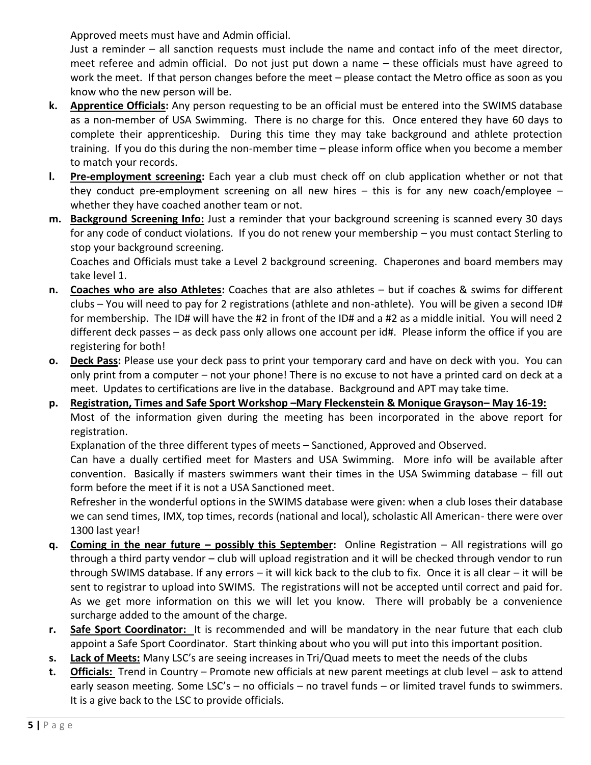Approved meets must have and Admin official.

Just a reminder – all sanction requests must include the name and contact info of the meet director, meet referee and admin official. Do not just put down a name – these officials must have agreed to work the meet. If that person changes before the meet – please contact the Metro office as soon as you know who the new person will be.

k. **Apprentice Officials:** Any person requesting to be an official must be entered into the SWIMS database as a non-member of USA Swimming. There is no charge for this. Once entered they have 60 days to complete their apprenticeship. During this time they may take background and athlete protection training. If you do this during the non-member time – please inform office when you become a member to match your records.

l. **Pre-employment screening:** Each year a club must check off on club application whether or not that they conduct pre-employment screening on all new hires – this is for any new coach/employee – whether they have coached another team or not.

m. **Background Screening Info:** Just a reminder that your background screening is scanned every 30 days for any code of conduct violations. If you do not renew your membership – you must contact Sterling to stop your background screening.

   Coaches and Officials must take a Level 2 background screening. Chaperones and board members may take level 1.

n. **Coaches who are also Athletes:** Coaches that are also athletes – but if coaches & swims for different clubs – You will need to pay for 2 registrations (athlete and non-athlete). You will be given a second ID# for membership. The ID# will have the #2 in front of the ID# and a #2 as a middle initial. You will need 2 different deck passes – as deck pass only allows one account per id#. Please inform the office if you are registering for both!

o. **Deck Pass:** Please use your deck pass to print your temporary card and have on deck with you. You can only print from a computer – not your phone! There is no excuse to not have a printed card on deck at a meet. Updates to certifications are live in the database. Background and APT may take time.

p. **Registration, Times and Safe Sport Workshop –Mary Fleckenstein & Monique Grayson– May 16-19:**

   Most of the information given during the meeting has been incorporated in the above report for registration.

   Explanation of the three different types of meets – Sanctioned, Approved and Observed.

   Can have a dually certified meet for Masters and USA Swimming. More info will be available after convention. Basically if masters swimmers want their times in the USA Swimming database – fill out form before the meet if it is not a USA Sanctioned meet.

   Refresher in the wonderful options in the SWIMS database were given: when a club loses their database we can send times, IMX, top times, records (national and local), scholastic All American- there were over 1300 last year!

q. **Coming in the near future – possibly this September:** Online Registration – All registrations will go through a third party vendor – club will upload registration and it will be checked through vendor to run through SWIMS database. If any errors – it will kick back to the club to fix. Once it is all clear – it will be sent to registrar to upload into SWIMS. The registrations will not be accepted until correct and paid for. As we get more information on this we will let you know. There will probably be a convenience surcharge added to the amount of the charge.

r. **Safe Sport Coordinator:** It is recommended and will be mandatory in the near future that each club appoint a Safe Sport Coordinator. Start thinking about who you will put into this important position.

s. **Lack of Meets:** Many LSC's are seeing increases in Tri/Quad meets to meet the needs of the clubs

t. **Officials:** Trend in Country – Promote new officials at new parent meetings at club level – ask to attend early season meeting. Some LSC's – no officials – no travel funds – or limited travel funds to swimmers. It is a give back to the LSC to provide officials.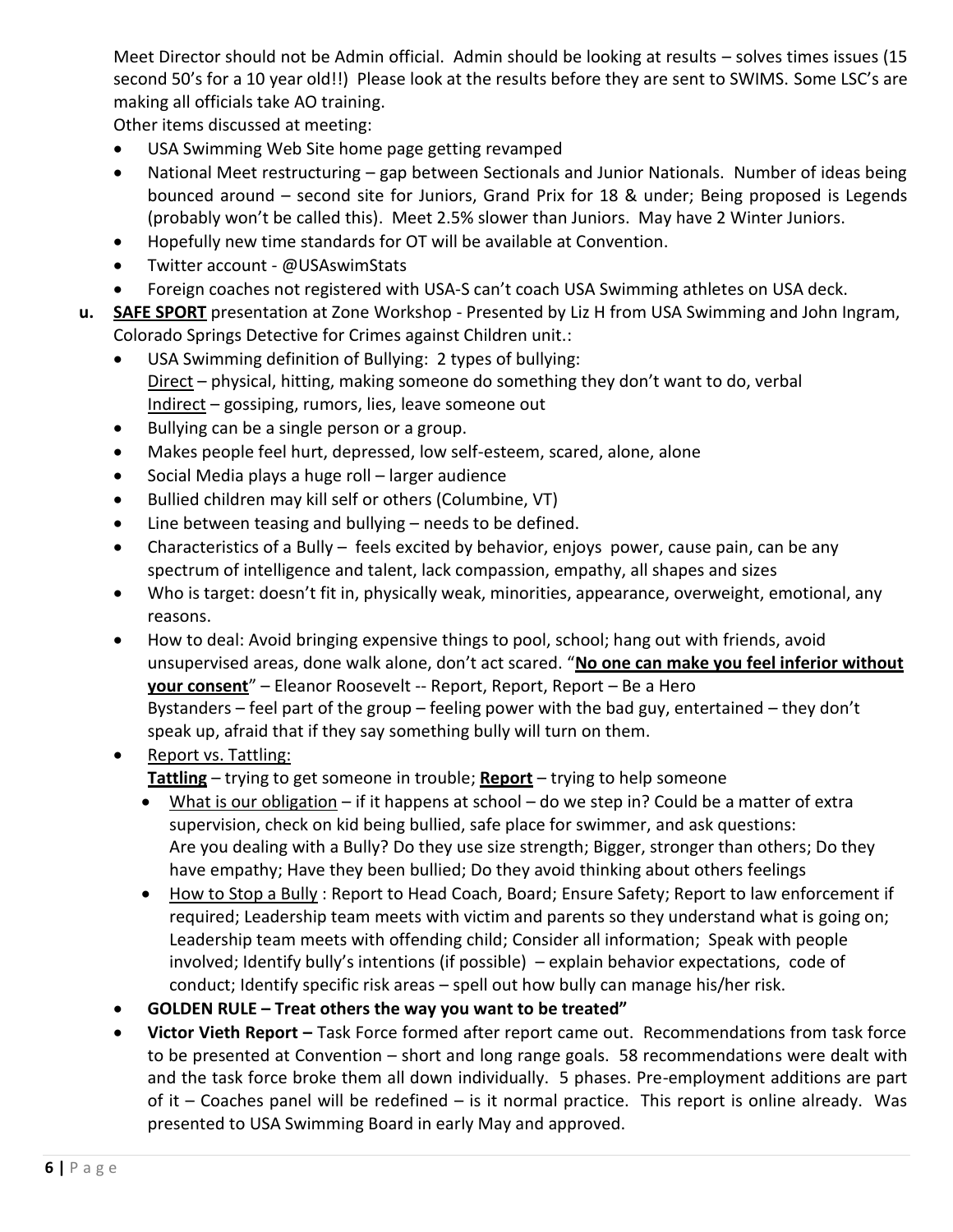Meet Director should not be Admin official. Admin should be looking at results – solves times issues (15 second 50's for a 10 year old!!) Please look at the results before they are sent to SWIMS. Some LSC's are making all officials take AO training.

Other items discussed at meeting:

- USA Swimming Web Site home page getting revamped
- National Meet restructuring – gap between Sectionals and Junior Nationals. Number of ideas being bounced around – second site for Juniors, Grand Prix for 18 & under; Being proposed is Legends (probably won't be called this). Meet 2.5% slower than Juniors. May have 2 Winter Juniors.
- Hopefully new time standards for OT will be available at Convention.
- Twitter account - @USAswimStats
- Foreign coaches not registered with USA-S can't coach USA Swimming athletes on USA deck.

**u.** **<u>SAFE SPORT</u>** presentation at Zone Workshop - Presented by Liz H from USA Swimming and John Ingram, Colorado Springs Detective for Crimes against Children unit.:

- USA Swimming definition of Bullying: 2 types of bullying:
  <u>Direct</u> – physical, hitting, making someone do something they don't want to do, verbal
  <u>Indirect</u> – gossiping, rumors, lies, leave someone out
- Bullying can be a single person or a group.
- Makes people feel hurt, depressed, low self-esteem, scared, alone, alone
- Social Media plays a huge roll – larger audience
- Bullied children may kill self or others (Columbine, VT)
- Line between teasing and bullying – needs to be defined.
- Characteristics of a Bully – feels excited by behavior, enjoys power, cause pain, can be any spectrum of intelligence and talent, lack compassion, empathy, all shapes and sizes
- Who is target: doesn't fit in, physically weak, minorities, appearance, overweight, emotional, any reasons.
- How to deal: Avoid bringing expensive things to pool, school; hang out with friends, avoid unsupervised areas, done walk alone, don't act scared. "**<u>No one can make you feel inferior without your consent</u>**" – Eleanor Roosevelt -- Report, Report, Report – Be a Hero
  Bystanders – feel part of the group – feeling power with the bad guy, entertained – they don't speak up, afraid that if they say something bully will turn on them.
- <u>Report vs. Tattling:</u>
  **<u>Tattling</u>** – trying to get someone in trouble; **<u>Report</u>** – trying to help someone
  - <u>What is our obligation</u> – if it happens at school – do we step in? Could be a matter of extra supervision, check on kid being bullied, safe place for swimmer, and ask questions: Are you dealing with a Bully? Do they use size strength; Bigger, stronger than others; Do they have empathy; Have they been bullied; Do they avoid thinking about others feelings
  - <u>How to Stop a Bully</u> : Report to Head Coach, Board; Ensure Safety; Report to law enforcement if required; Leadership team meets with victim and parents so they understand what is going on; Leadership team meets with offending child; Consider all information; Speak with people involved; Identify bully's intentions (if possible) – explain behavior expectations, code of conduct; Identify specific risk areas – spell out how bully can manage his/her risk.
- **GOLDEN RULE – Treat others the way you want to be treated"**
- **Victor Vieth Report –** Task Force formed after report came out. Recommendations from task force to be presented at Convention – short and long range goals. 58 recommendations were dealt with and the task force broke them all down individually. 5 phases. Pre-employment additions are part of it – Coaches panel will be redefined – is it normal practice. This report is online already. Was presented to USA Swimming Board in early May and approved.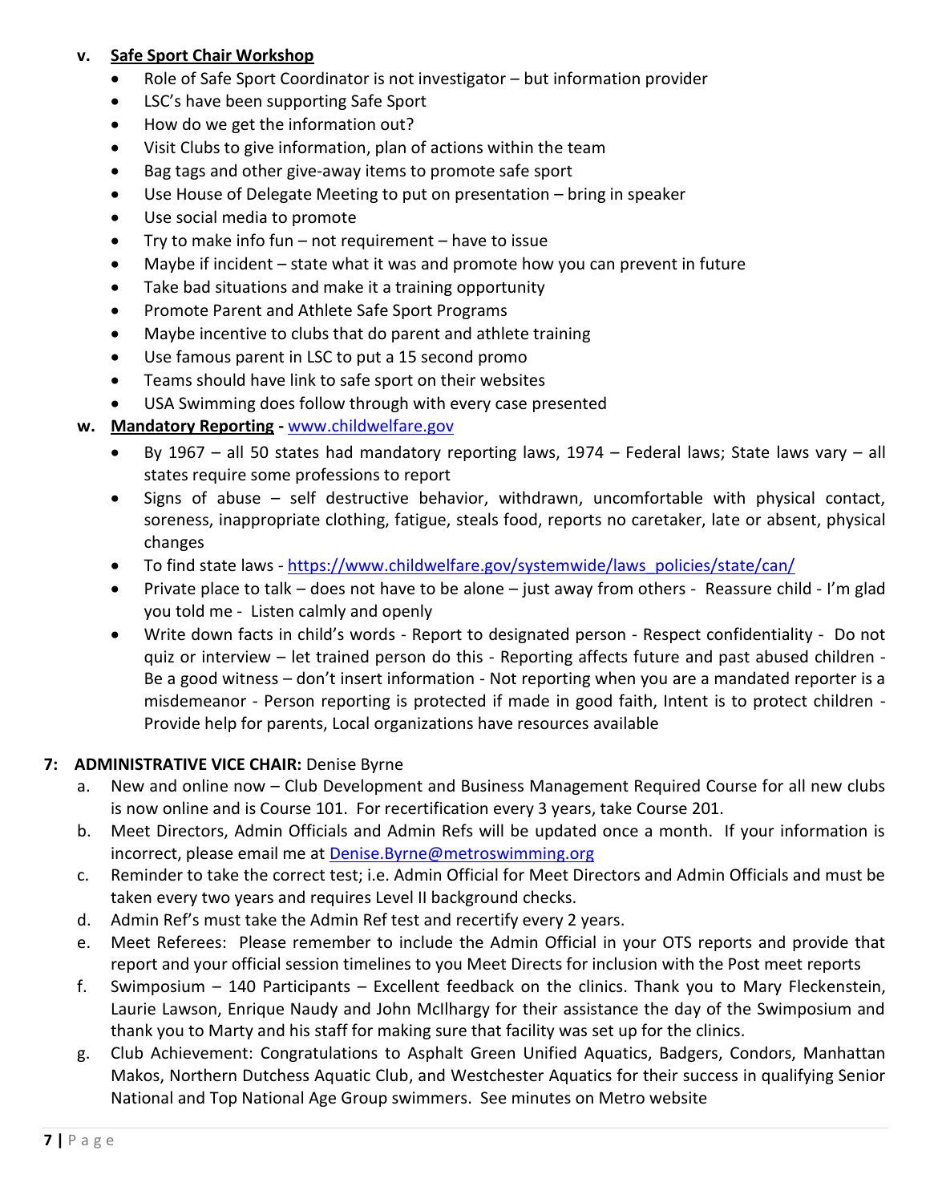v. **Safe Sport Chair Workshop**

- Role of Safe Sport Coordinator is not investigator – but information provider
- LSC's have been supporting Safe Sport
- How do we get the information out?
- Visit Clubs to give information, plan of actions within the team
- Bag tags and other give-away items to promote safe sport
- Use House of Delegate Meeting to put on presentation – bring in speaker
- Use social media to promote
- Try to make info fun – not requirement – have to issue
- Maybe if incident – state what it was and promote how you can prevent in future
- Take bad situations and make it a training opportunity
- Promote Parent and Athlete Safe Sport Programs
- Maybe incentive to clubs that do parent and athlete training
- Use famous parent in LSC to put a 15 second promo
- Teams should have link to safe sport on their websites
- USA Swimming does follow through with every case presented

w. **Mandatory Reporting** - www.childwelfare.gov

- By 1967 – all 50 states had mandatory reporting laws, 1974 – Federal laws; State laws vary – all states require some professions to report
- Signs of abuse – self destructive behavior, withdrawn, uncomfortable with physical contact, soreness, inappropriate clothing, fatigue, steals food, reports no caretaker, late or absent, physical changes
- To find state laws - https://www.childwelfare.gov/systemwide/laws_policies/state/can/
- Private place to talk – does not have to be alone – just away from others - Reassure child - I'm glad you told me - Listen calmly and openly
- Write down facts in child's words - Report to designated person - Respect confidentiality - Do not quiz or interview – let trained person do this - Reporting affects future and past abused children - Be a good witness – don't insert information - Not reporting when you are a mandated reporter is a misdemeanor - Person reporting is protected if made in good faith, Intent is to protect children - Provide help for parents, Local organizations have resources available

**7: ADMINISTRATIVE VICE CHAIR:** Denise Byrne

a. New and online now – Club Development and Business Management Required Course for all new clubs is now online and is Course 101. For recertification every 3 years, take Course 201.
b. Meet Directors, Admin Officials and Admin Refs will be updated once a month. If your information is incorrect, please email me at Denise.Byrne@metroswimming.org
c. Reminder to take the correct test; i.e. Admin Official for Meet Directors and Admin Officials and must be taken every two years and requires Level II background checks.
d. Admin Ref's must take the Admin Ref test and recertify every 2 years.
e. Meet Referees: Please remember to include the Admin Official in your OTS reports and provide that report and your official session timelines to you Meet Directs for inclusion with the Post meet reports
f. Swimposium – 140 Participants – Excellent feedback on the clinics. Thank you to Mary Fleckenstein, Laurie Lawson, Enrique Naudy and John McIlhargy for their assistance the day of the Swimposium and thank you to Marty and his staff for making sure that facility was set up for the clinics.
g. Club Achievement: Congratulations to Asphalt Green Unified Aquatics, Badgers, Condors, Manhattan Makos, Northern Dutchess Aquatic Club, and Westchester Aquatics for their success in qualifying Senior National and Top National Age Group swimmers. See minutes on Metro website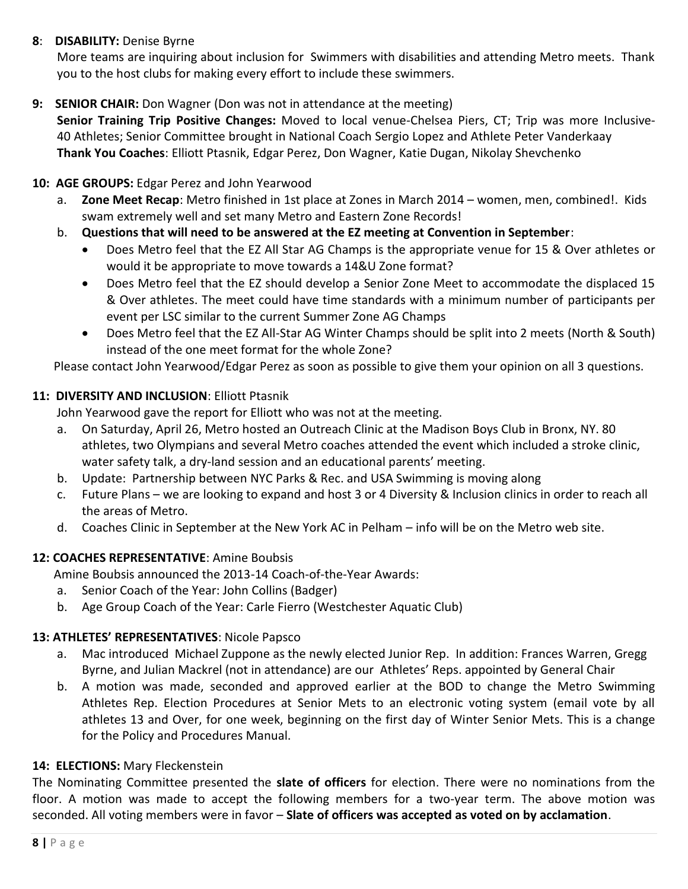**8**: **DISABILITY:** Denise Byrne

More teams are inquiring about inclusion for Swimmers with disabilities and attending Metro meets. Thank you to the host clubs for making every effort to include these swimmers.

**9: SENIOR CHAIR:** Don Wagner (Don was not in attendance at the meeting)

**Senior Training Trip Positive Changes:** Moved to local venue-Chelsea Piers, CT; Trip was more Inclusive-40 Athletes; Senior Committee brought in National Coach Sergio Lopez and Athlete Peter Vanderkaay

**Thank You Coaches**: Elliott Ptasnik, Edgar Perez, Don Wagner, Katie Dugan, Nikolay Shevchenko

**10: AGE GROUPS:** Edgar Perez and John Yearwood

a. **Zone Meet Recap**: Metro finished in 1st place at Zones in March 2014 – women, men, combined!. Kids swam extremely well and set many Metro and Eastern Zone Records!

b. **Questions that will need to be answered at the EZ meeting at Convention in September**:
   - Does Metro feel that the EZ All Star AG Champs is the appropriate venue for 15 & Over athletes or would it be appropriate to move towards a 14&U Zone format?
   - Does Metro feel that the EZ should develop a Senior Zone Meet to accommodate the displaced 15 & Over athletes. The meet could have time standards with a minimum number of participants per event per LSC similar to the current Summer Zone AG Champs
   - Does Metro feel that the EZ All-Star AG Winter Champs should be split into 2 meets (North & South) instead of the one meet format for the whole Zone?

Please contact John Yearwood/Edgar Perez as soon as possible to give them your opinion on all 3 questions.

**11: DIVERSITY AND INCLUSION**: Elliott Ptasnik

John Yearwood gave the report for Elliott who was not at the meeting.

a. On Saturday, April 26, Metro hosted an Outreach Clinic at the Madison Boys Club in Bronx, NY. 80 athletes, two Olympians and several Metro coaches attended the event which included a stroke clinic, water safety talk, a dry-land session and an educational parents' meeting.

b. Update: Partnership between NYC Parks & Rec. and USA Swimming is moving along

c. Future Plans – we are looking to expand and host 3 or 4 Diversity & Inclusion clinics in order to reach all the areas of Metro.

d. Coaches Clinic in September at the New York AC in Pelham – info will be on the Metro web site.

**12: COACHES REPRESENTATIVE**: Amine Boubsis

Amine Boubsis announced the 2013-14 Coach-of-the-Year Awards:

a. Senior Coach of the Year: John Collins (Badger)

b. Age Group Coach of the Year: Carle Fierro (Westchester Aquatic Club)

**13: ATHLETES' REPRESENTATIVES**: Nicole Papsco

a. Mac introduced Michael Zuppone as the newly elected Junior Rep. In addition: Frances Warren, Gregg Byrne, and Julian Mackrel (not in attendance) are our Athletes' Reps. appointed by General Chair

b. A motion was made, seconded and approved earlier at the BOD to change the Metro Swimming Athletes Rep. Election Procedures at Senior Mets to an electronic voting system (email vote by all athletes 13 and Over, for one week, beginning on the first day of Winter Senior Mets. This is a change for the Policy and Procedures Manual.

**14: ELECTIONS:** Mary Fleckenstein

The Nominating Committee presented the **slate of officers** for election. There were no nominations from the floor. A motion was made to accept the following members for a two-year term. The above motion was seconded. All voting members were in favor – **Slate of officers was accepted as voted on by acclamation**.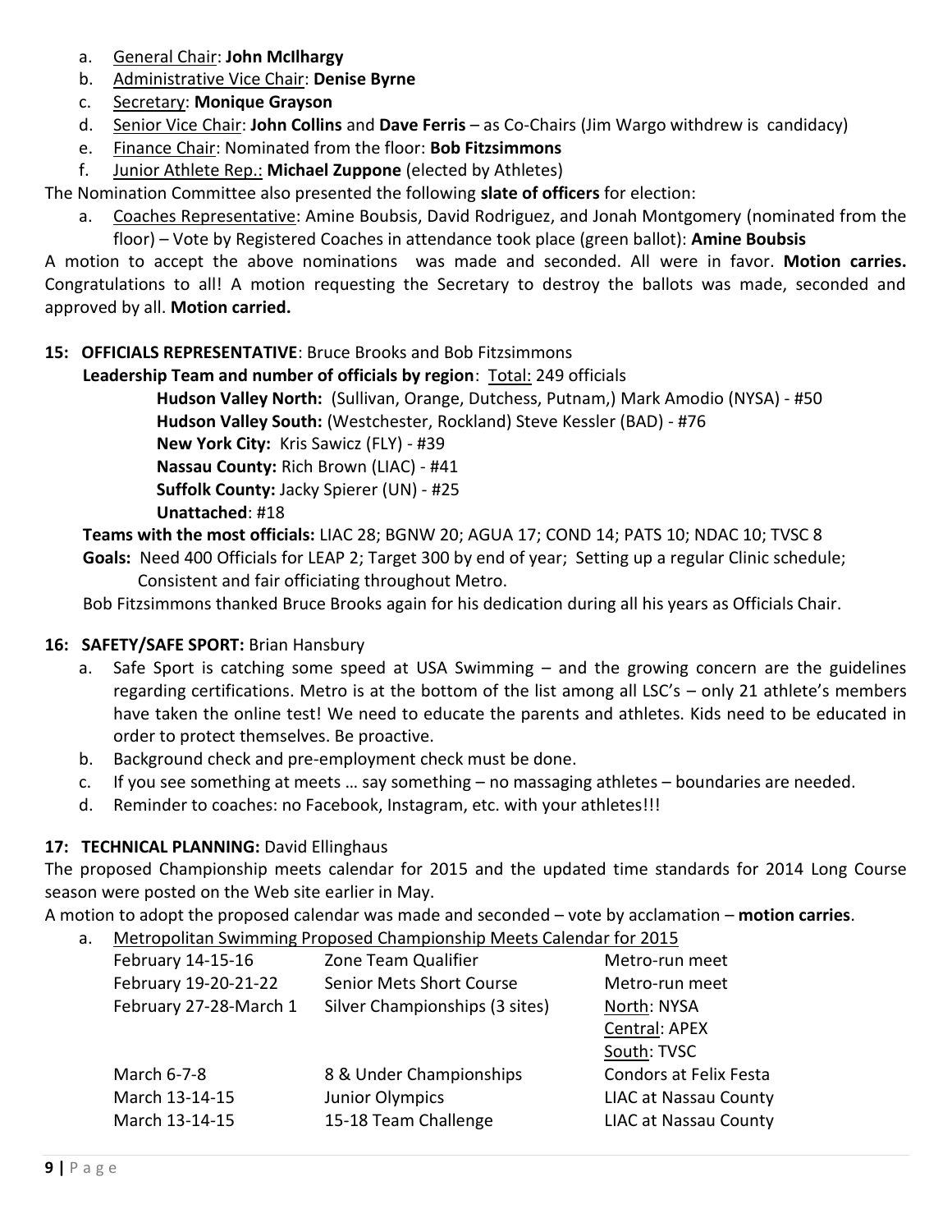a. <u>General Chair</u>: **John McIlhargy**
b. <u>Administrative Vice Chair</u>: **Denise Byrne**
c. <u>Secretary</u>: **Monique Grayson**
d. <u>Senior Vice Chair</u>: **John Collins** and **Dave Ferris** – as Co-Chairs (Jim Wargo withdrew is candidacy)
e. <u>Finance Chair</u>: Nominated from the floor: **Bob Fitzsimmons**
f. <u>Junior Athlete Rep.:</u> **Michael Zuppone** (elected by Athletes)

The Nomination Committee also presented the following **slate of officers** for election:

a. <u>Coaches Representative</u>: Amine Boubsis, David Rodriguez, and Jonah Montgomery (nominated from the floor) – Vote by Registered Coaches in attendance took place (green ballot): **Amine Boubsis**

A motion to accept the above nominations was made and seconded. All were in favor. **Motion carries.** Congratulations to all! A motion requesting the Secretary to destroy the ballots was made, seconded and approved by all. **Motion carried.**

**15: OFFICIALS REPRESENTATIVE**: Bruce Brooks and Bob Fitzsimmons

**Leadership Team and number of officials by region**: <u>Total:</u> 249 officials

**Hudson Valley North:** (Sullivan, Orange, Dutchess, Putnam,) Mark Amodio (NYSA) - #50
**Hudson Valley South:** (Westchester, Rockland) Steve Kessler (BAD) - #76
**New York City:** Kris Sawicz (FLY) - #39
**Nassau County:** Rich Brown (LIAC) - #41
**Suffolk County:** Jacky Spierer (UN) - #25
**Unattached**: #18

**Teams with the most officials:** LIAC 28; BGNW 20; AGUA 17; COND 14; PATS 10; NDAC 10; TVSC 8

**Goals:** Need 400 Officials for LEAP 2; Target 300 by end of year; Setting up a regular Clinic schedule; Consistent and fair officiating throughout Metro.

Bob Fitzsimmons thanked Bruce Brooks again for his dedication during all his years as Officials Chair.

**16: SAFETY/SAFE SPORT:** Brian Hansbury

a. Safe Sport is catching some speed at USA Swimming – and the growing concern are the guidelines regarding certifications. Metro is at the bottom of the list among all LSC's – only 21 athlete's members have taken the online test! We need to educate the parents and athletes. Kids need to be educated in order to protect themselves. Be proactive.
b. Background check and pre-employment check must be done.
c. If you see something at meets … say something – no massaging athletes – boundaries are needed.
d. Reminder to coaches: no Facebook, Instagram, etc. with your athletes!!!

**17: TECHNICAL PLANNING:** David Ellinghaus

The proposed Championship meets calendar for 2015 and the updated time standards for 2014 Long Course season were posted on the Web site earlier in May.

A motion to adopt the proposed calendar was made and seconded – vote by acclamation – **motion carries**.

a. <u>Metropolitan Swimming Proposed Championship Meets Calendar for 2015</u>

| | | |
|---|---|---|
| February 14-15-16 | Zone Team Qualifier | Metro-run meet |
| February 19-20-21-22 | Senior Mets Short Course | Metro-run meet |
| February 27-28-March 1 | Silver Championships (3 sites) | <u>North</u>: NYSA<br><u>Central</u>: APEX<br><u>South</u>: TVSC |
| March 6-7-8 | 8 & Under Championships | Condors at Felix Festa |
| March 13-14-15 | Junior Olympics | LIAC at Nassau County |
| March 13-14-15 | 15-18 Team Challenge | LIAC at Nassau County |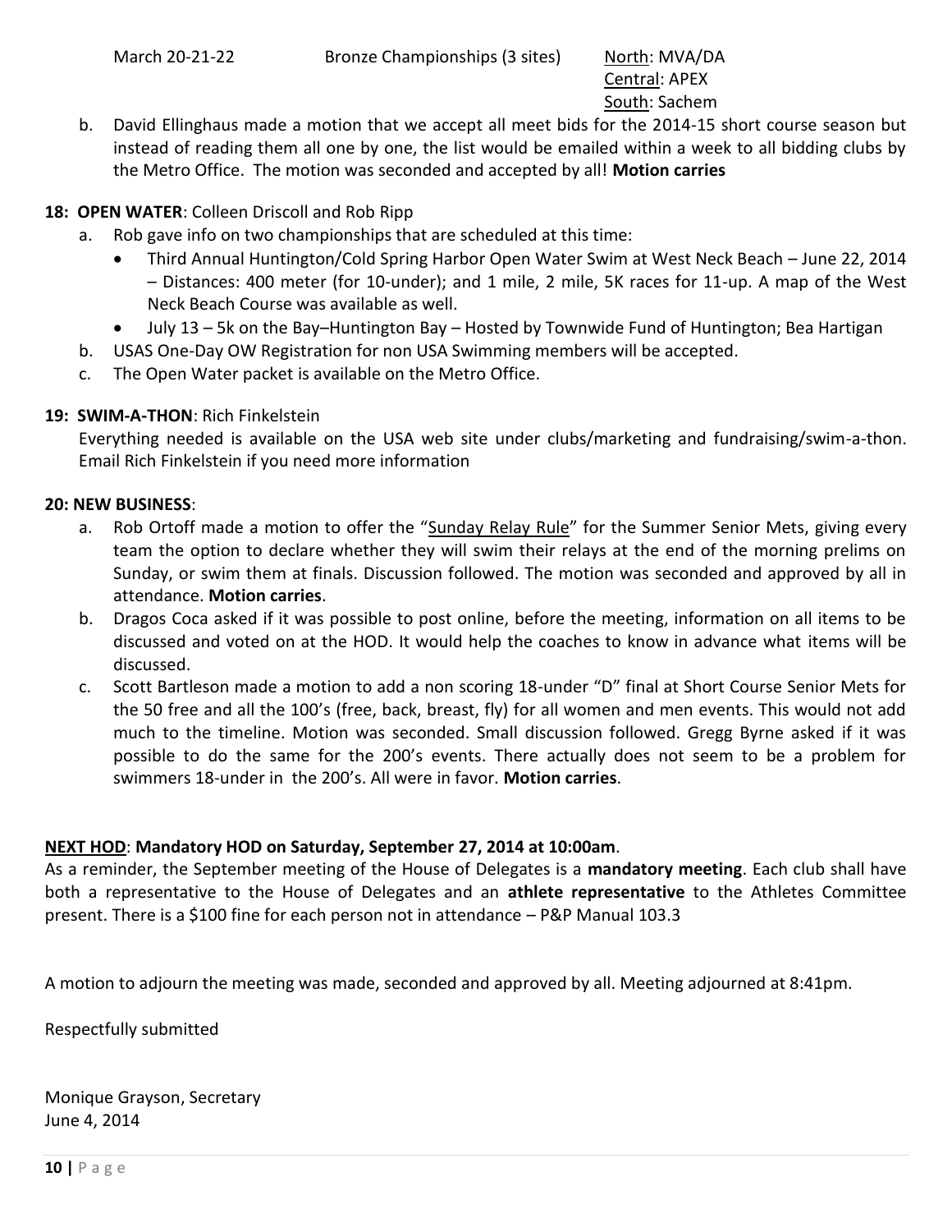| | | |
|---|---|---|
| March 20-21-22 | Bronze Championships (3 sites) | North: MVA/DA<br>Central: APEX<br>South: Sachem |

b. David Ellinghaus made a motion that we accept all meet bids for the 2014-15 short course season but instead of reading them all one by one, the list would be emailed within a week to all bidding clubs by the Metro Office. The motion was seconded and accepted by all! **Motion carries**

**18: OPEN WATER**: Colleen Driscoll and Rob Ripp

a. Rob gave info on two championships that are scheduled at this time:
   - Third Annual Huntington/Cold Spring Harbor Open Water Swim at West Neck Beach – June 22, 2014 – Distances: 400 meter (for 10-under); and 1 mile, 2 mile, 5K races for 11-up. A map of the West Neck Beach Course was available as well.
   - July 13 – 5k on the Bay–Huntington Bay – Hosted by Townwide Fund of Huntington; Bea Hartigan

b. USAS One-Day OW Registration for non USA Swimming members will be accepted.

c. The Open Water packet is available on the Metro Office.

**19: SWIM-A-THON**: Rich Finkelstein

Everything needed is available on the USA web site under clubs/marketing and fundraising/swim-a-thon. Email Rich Finkelstein if you need more information

**20: NEW BUSINESS**:

a. Rob Ortoff made a motion to offer the "Sunday Relay Rule" for the Summer Senior Mets, giving every team the option to declare whether they will swim their relays at the end of the morning prelims on Sunday, or swim them at finals. Discussion followed. The motion was seconded and approved by all in attendance. **Motion carries**.

b. Dragos Coca asked if it was possible to post online, before the meeting, information on all items to be discussed and voted on at the HOD. It would help the coaches to know in advance what items will be discussed.

c. Scott Bartleson made a motion to add a non scoring 18-under "D" final at Short Course Senior Mets for the 50 free and all the 100's (free, back, breast, fly) for all women and men events. This would not add much to the timeline. Motion was seconded. Small discussion followed. Gregg Byrne asked if it was possible to do the same for the 200's events. There actually does not seem to be a problem for swimmers 18-under in the 200's. All were in favor. **Motion carries**.

**NEXT HOD**: **Mandatory HOD on Saturday, September 27, 2014 at 10:00am**.

As a reminder, the September meeting of the House of Delegates is a **mandatory meeting**. Each club shall have both a representative to the House of Delegates and an **athlete representative** to the Athletes Committee present. There is a $100 fine for each person not in attendance – P&P Manual 103.3

A motion to adjourn the meeting was made, seconded and approved by all. Meeting adjourned at 8:41pm.

Respectfully submitted

Monique Grayson, Secretary
June 4, 2014